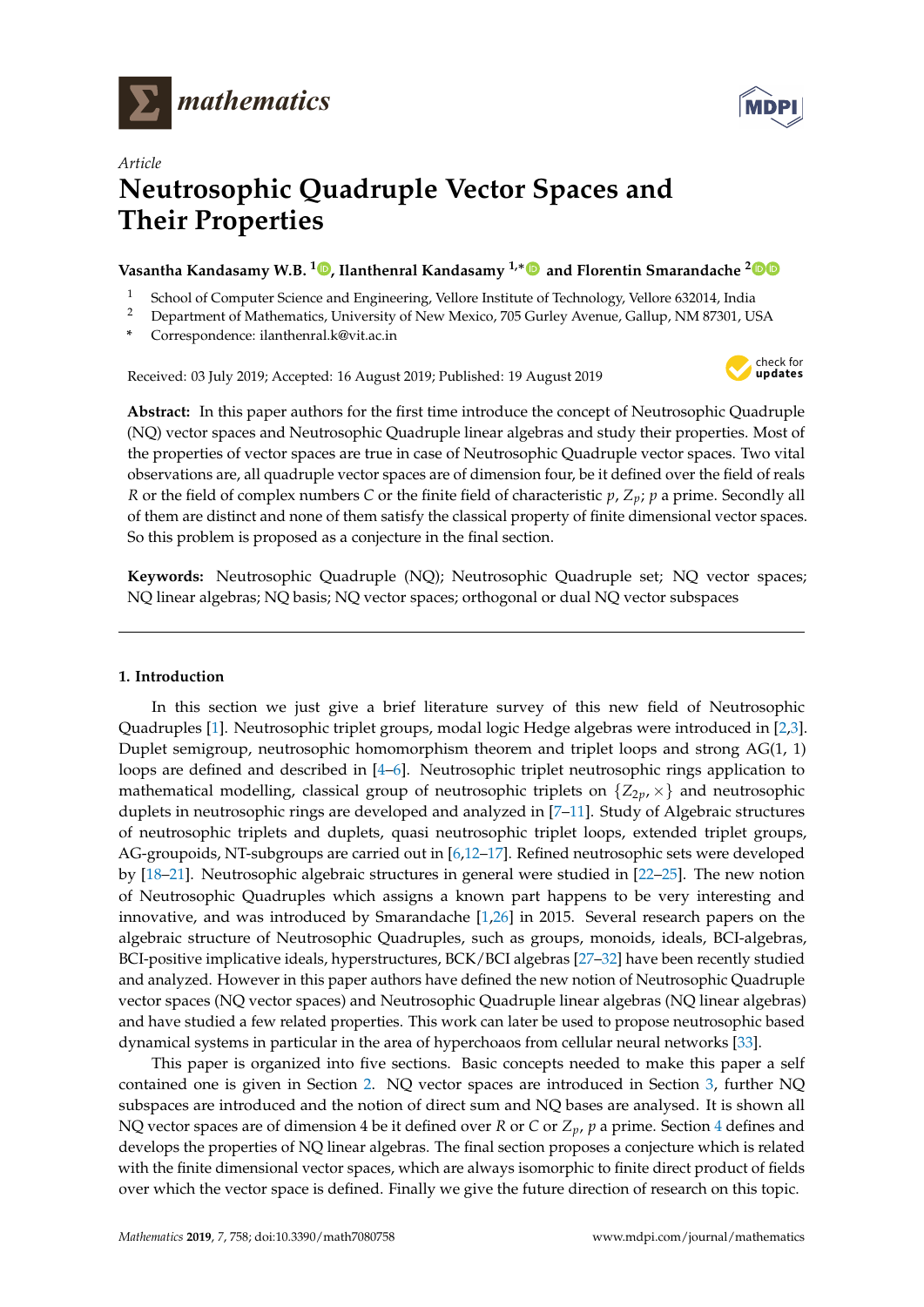Article

# Neutrosophic Quadruple Vector Spaces and Their Properties

**Vasantha Kandasamy W.B.** [1], **Ilanthenral Kandasamy** [1,*] and **Florentin Smarandache** [2]

[1] School of Computer Science and Engineering, Vellore Institute of Technology, Vellore 632014, India

[2] Department of Mathematics, University of New Mexico, 705 Gurley Avenue, Gallup, NM 87301, USA

* Correspondence: ilanthenral.k@vit.ac.in

Received: 03 July 2019; Accepted: 16 August 2019; Published: 19 August 2019

**Abstract:** In this paper authors for the first time introduce the concept of Neutrosophic Quadruple (NQ) vector spaces and Neutrosophic Quadruple linear algebras and study their properties. Most of the properties of vector spaces are true in case of Neutrosophic Quadruple vector spaces. Two vital observations are, all quadruple vector spaces are of dimension four, be it defined over the field of reals $R$ or the field of complex numbers $C$ or the finite field of characteristic $p$, $Z_p$; $p$ a prime. Secondly all of them are distinct and none of them satisfy the classical property of finite dimensional vector spaces. So this problem is proposed as a conjecture in the final section.

**Keywords:** Neutrosophic Quadruple (NQ); Neutrosophic Quadruple set; NQ vector spaces; NQ linear algebras; NQ basis; NQ vector spaces; orthogonal or dual NQ vector subspaces

## 1. Introduction

In this section we just give a brief literature survey of this new field of Neutrosophic Quadruples [1]. Neutrosophic triplet groups, modal logic Hedge algebras were introduced in [2,3]. Duplet semigroup, neutrosophic homomorphism theorem and triplet loops and strong AG(1, 1) loops are defined and described in [4–6]. Neutrosophic triplet neutrosophic rings application to mathematical modelling, classical group of neutrosophic triplets on $\{Z_{2p}, \times\}$ and neutrosophic duplets in neutrosophic rings are developed and analyzed in [7–11]. Study of Algebraic structures of neutrosophic triplets and duplets, quasi neutrosophic triplet loops, extended triplet groups, AG-groupoids, NT-subgroups are carried out in [6,12–17]. Refined neutrosophic sets were developed by [18–21]. Neutrosophic algebraic structures in general were studied in [22–25]. The new notion of Neutrosophic Quadruples which assigns a known part happens to be very interesting and innovative, and was introduced by Smarandache [1,26] in 2015. Several research papers on the algebraic structure of Neutrosophic Quadruples, such as groups, monoids, ideals, BCI-algebras, BCI-positive implicative ideals, hyperstructures, BCK/BCI algebras [27–32] have been recently studied and analyzed. However in this paper authors have defined the new notion of Neutrosophic Quadruple vector spaces (NQ vector spaces) and Neutrosophic Quadruple linear algebras (NQ linear algebras) and have studied a few related properties. This work can later be used to propose neutrosophic based dynamical systems in particular in the area of hyperchoaos from cellular neural networks [33].

This paper is organized into five sections. Basic concepts needed to make this paper a self contained one is given in Section 2. NQ vector spaces are introduced in Section 3, further NQ subspaces are introduced and the notion of direct sum and NQ bases are analysed. It is shown all NQ vector spaces are of dimension 4 be it defined over $R$ or $C$ or $Z_p$, $p$ a prime. Section 4 defines and develops the properties of NQ linear algebras. The final section proposes a conjecture which is related with the finite dimensional vector spaces, which are always isomorphic to finite direct product of fields over which the vector space is defined. Finally we give the future direction of research on this topic.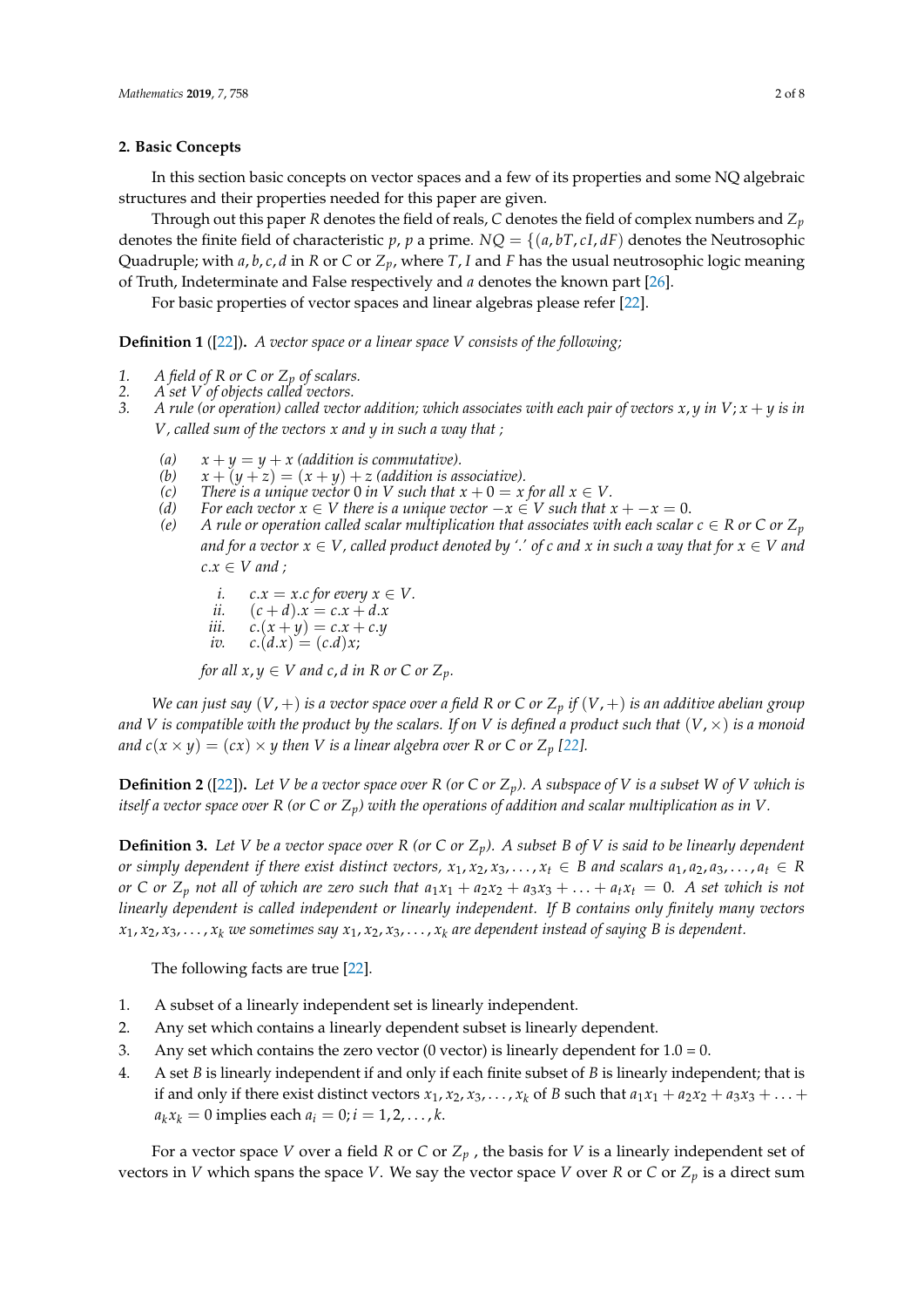## 2. Basic Concepts

In this section basic concepts on vector spaces and a few of its properties and some NQ algebraic structures and their properties needed for this paper are given.

Through out this paper $R$ denotes the field of reals, $C$ denotes the field of complex numbers and $Z_p$ denotes the finite field of characteristic $p$, $p$ a prime. $NQ = \{(a, bT, cI, dF)$ denotes the Neutrosophic Quadruple; with $a, b, c, d$ in $R$ or $C$ or $Z_p$, where $T$, $I$ and $F$ has the usual neutrosophic logic meaning of Truth, Indeterminate and False respectively and $a$ denotes the known part [26].

For basic properties of vector spaces and linear algebras please refer [22].

**Definition 1** ([22])**.** *A vector space or a linear space V consists of the following;*

1. *A field of R or C or $Z_p$ of scalars.*
2. *A set V of objects called vectors.*
3. *A rule (or operation) called vector addition; which associates with each pair of vectors $x, y$ in V; $x + y$ is in V, called sum of the vectors x and y in such a way that ;*
   - (a) *$x + y = y + x$ (addition is commutative).*
   - (b) *$x + (y + z) = (x + y) + z$ (addition is associative).*
   - (c) *There is a unique vector 0 in V such that $x + 0 = x$ for all $x \in V$.*
   - (d) *For each vector $x \in V$ there is a unique vector $-x \in V$ such that $x + -x = 0$.*
   - (e) *A rule or operation called scalar multiplication that associates with each scalar $c \in R$ or C or $Z_p$ and for a vector $x \in V$, called product denoted by '.' of c and x in such a way that for $x \in V$ and $c.x \in V$ and ;*
     - i. *$c.x = x.c$ for every $x \in V$.*
     - ii. *$(c + d).x = c.x + d.x$*
     - iii. *$c.(x + y) = c.x + c.y$*
     - iv. *$c.(d.x) = (c.d)x$;*

     *for all $x, y \in V$ and $c, d$ in R or C or $Z_p$.*

*We can just say $(V, +)$ is a vector space over a field R or C or $Z_p$ if $(V, +)$ is an additive abelian group and V is compatible with the product by the scalars. If on V is defined a product such that $(V, \times)$ is a monoid and $c(x \times y) = (cx) \times y$ then V is a linear algebra over R or C or $Z_p$ [22].*

**Definition 2** ([22])**.** *Let V be a vector space over R (or C or $Z_p$). A subspace of V is a subset W of V which is itself a vector space over R (or C or $Z_p$) with the operations of addition and scalar multiplication as in V.*

**Definition 3.** *Let V be a vector space over R (or C or $Z_p$). A subset B of V is said to be linearly dependent or simply dependent if there exist distinct vectors, $x_1, x_2, x_3, \ldots, x_t \in B$ and scalars $a_1, a_2, a_3, \ldots, a_t \in R$ or C or $Z_p$ not all of which are zero such that $a_1x_1 + a_2x_2 + a_3x_3 + \ldots + a_tx_t = 0$. A set which is not linearly dependent is called independent or linearly independent. If B contains only finitely many vectors $x_1, x_2, x_3, \ldots, x_k$ we sometimes say $x_1, x_2, x_3, \ldots, x_k$ are dependent instead of saying B is dependent.*

The following facts are true [22].

1. A subset of a linearly independent set is linearly independent.
2. Any set which contains a linearly dependent subset is linearly dependent.
3. Any set which contains the zero vector (0 vector) is linearly dependent for 1.0 = 0.
4. A set $B$ is linearly independent if and only if each finite subset of $B$ is linearly independent; that is if and only if there exist distinct vectors $x_1, x_2, x_3, \ldots, x_k$ of $B$ such that $a_1x_1 + a_2x_2 + a_3x_3 + \ldots + a_kx_k = 0$ implies each $a_i = 0; i = 1, 2, \ldots, k$.

For a vector space $V$ over a field $R$ or $C$ or $Z_p$ , the basis for $V$ is a linearly independent set of vectors in $V$ which spans the space $V$. We say the vector space $V$ over $R$ or $C$ or $Z_p$ is a direct sum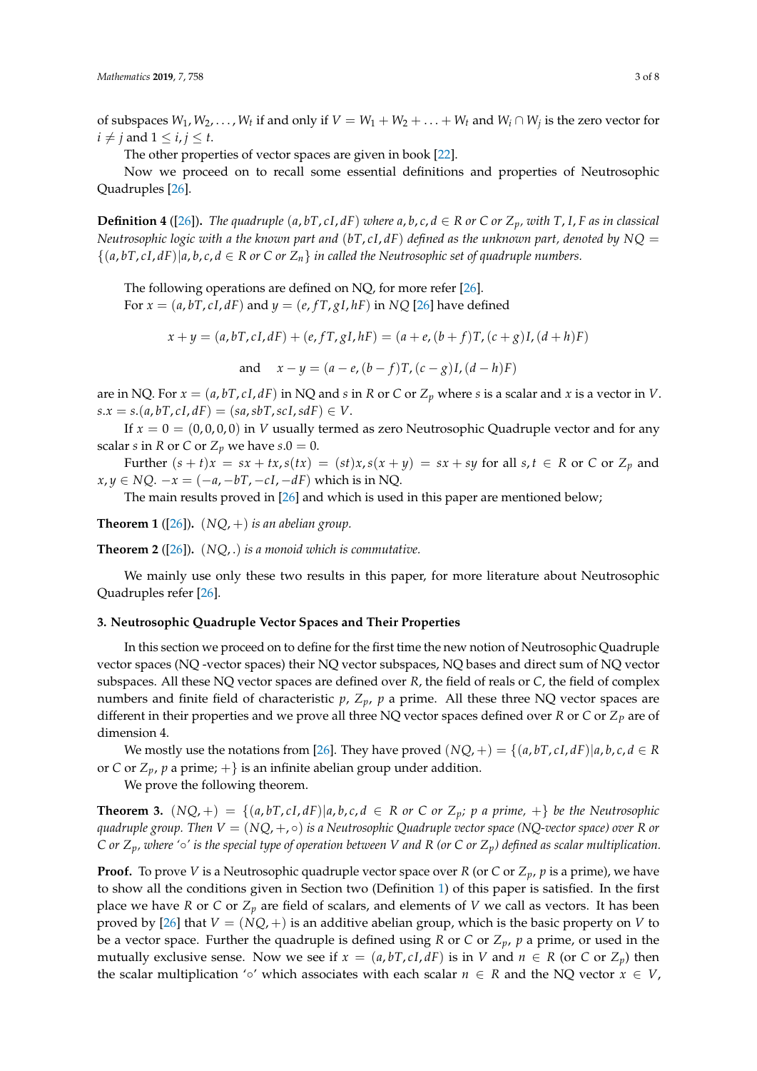of subspaces $W_1, W_2, \ldots, W_t$ if and only if $V = W_1 + W_2 + \ldots + W_t$ and $W_i \cap W_j$ is the zero vector for $i \neq j$ and $1 \leq i, j \leq t$.

The other properties of vector spaces are given in book [22].

Now we proceed on to recall some essential definitions and properties of Neutrosophic Quadruples [26].

**Definition 4** ([26]). *The quadruple $(a, bT, cI, dF)$ where $a, b, c, d \in R$ or $C$ or $Z_p$, with $T, I, F$ as in classical Neutrosophic logic with a the known part and $(bT, cI, dF)$ defined as the unknown part, denoted by $NQ = \{(a, bT, cI, dF) | a, b, c, d \in R$ or $C$ or $Z_n\}$ in called the Neutrosophic set of quadruple numbers.*

The following operations are defined on NQ, for more refer [26].

For $x = (a, bT, cI, dF)$ and $y = (e, fT, gI, hF)$ in $NQ$ [26] have defined

$$x + y = (a, bT, cI, dF) + (e, fT, gI, hF) = (a + e, (b + f)T, (c + g)I, (d + h)F)$$

$$\text{and} \quad x - y = (a - e, (b - f)T, (c - g)I, (d - h)F)$$

are in NQ. For $x = (a, bT, cI, dF)$ in NQ and $s$ in $R$ or $C$ or $Z_p$ where $s$ is a scalar and $x$ is a vector in $V$. $s.x = s.(a, bT, cI, dF) = (sa, sbT, scI, sdF) \in V$.

If $x = 0 = (0, 0, 0, 0)$ in $V$ usually termed as zero Neutrosophic Quadruple vector and for any scalar $s$ in $R$ or $C$ or $Z_p$ we have $s.0 = 0$.

Further $(s + t)x = sx + tx, s(tx) = (st)x, s(x + y) = sx + sy$ for all $s, t \in R$ or $C$ or $Z_p$ and $x, y \in NQ$. $-x = (-a, -bT, -cI, -dF)$ which is in NQ.

The main results proved in [26] and which is used in this paper are mentioned below;

**Theorem 1** ([26]). *$(NQ, +)$ is an abelian group.*

**Theorem 2** ([26]). *$(NQ, .)$ is a monoid which is commutative.*

We mainly use only these two results in this paper, for more literature about Neutrosophic Quadruples refer [26].

## 3. Neutrosophic Quadruple Vector Spaces and Their Properties

In this section we proceed on to define for the first time the new notion of Neutrosophic Quadruple vector spaces (NQ -vector spaces) their NQ vector subspaces, NQ bases and direct sum of NQ vector subspaces. All these NQ vector spaces are defined over $R$, the field of reals or $C$, the field of complex numbers and finite field of characteristic $p$, $Z_p$, $p$ a prime. All these three NQ vector spaces are different in their properties and we prove all three NQ vector spaces defined over $R$ or $C$ or $Z_P$ are of dimension 4.

We mostly use the notations from [26]. They have proved $(NQ, +) = \{(a, bT, cI, dF) | a, b, c, d \in R$ or $C$ or $Z_p$, $p$ a prime; $+\}$ is an infinite abelian group under addition.

We prove the following theorem.

**Theorem 3.** *$(NQ, +) = \{(a, bT, cI, dF) | a, b, c, d \in R$ or $C$ or $Z_p$; $p$ a prime, $+\}$ be the Neutrosophic quadruple group. Then $V = (NQ, +, \circ)$ is a Neutrosophic Quadruple vector space (NQ-vector space) over $R$ or $C$ or $Z_p$, where '$\circ$' is the special type of operation between $V$ and $R$ (or $C$ or $Z_p$) defined as scalar multiplication.*

**Proof.** To prove $V$ is a Neutrosophic quadruple vector space over $R$ (or $C$ or $Z_p$, $p$ is a prime), we have to show all the conditions given in Section two (Definition 1) of this paper is satisfied. In the first place we have $R$ or $C$ or $Z_p$ are field of scalars, and elements of $V$ we call as vectors. It has been proved by [26] that $V = (NQ, +)$ is an additive abelian group, which is the basic property on $V$ to be a vector space. Further the quadruple is defined using $R$ or $C$ or $Z_p$, $p$ a prime, or used in the mutually exclusive sense. Now we see if $x = (a, bT, cI, dF)$ is in $V$ and $n \in R$ (or $C$ or $Z_p$) then the scalar multiplication '$\circ$' which associates with each scalar $n \in R$ and the NQ vector $x \in V$,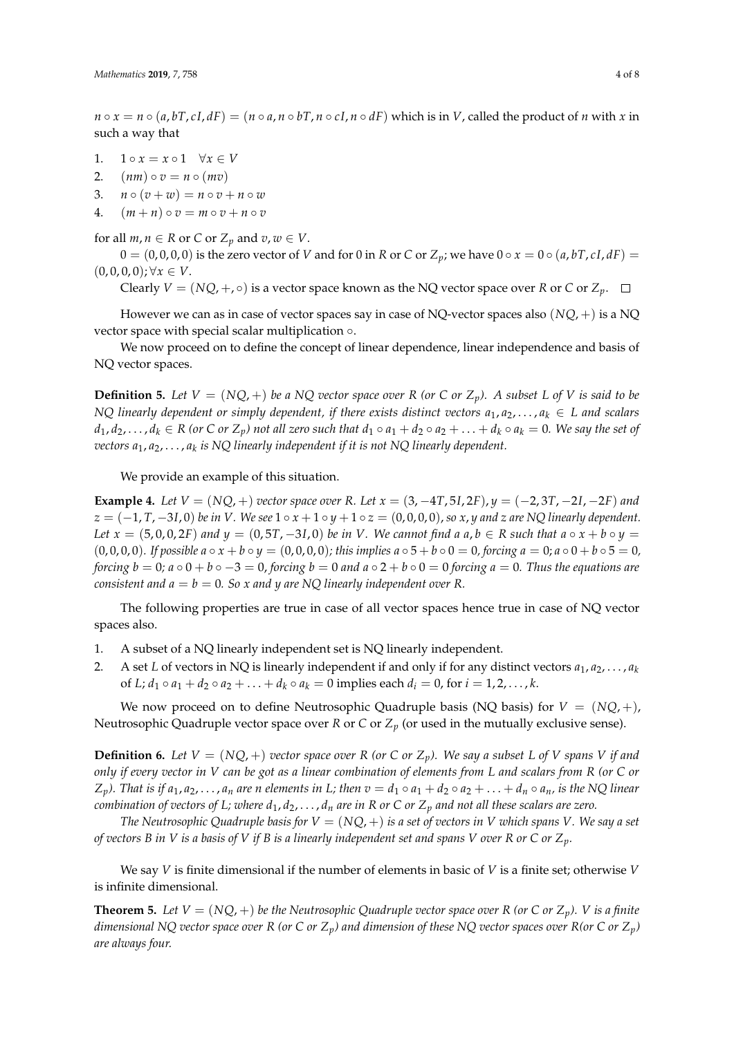$n \circ x = n \circ (a, bT, cI, dF) = (n \circ a, n \circ bT, n \circ cI, n \circ dF)$ which is in $V$, called the product of $n$ with $x$ in such a way that

1. $1 \circ x = x \circ 1 \quad \forall x \in V$
2. $(nm) \circ v = n \circ (mv)$
3. $n \circ (v + w) = n \circ v + n \circ w$
4. $(m + n) \circ v = m \circ v + n \circ v$

for all $m, n \in R$ or $C$ or $Z_p$ and $v, w \in V$.

$0 = (0, 0, 0, 0)$ is the zero vector of $V$ and for 0 in $R$ or $C$ or $Z_p$; we have $0 \circ x = 0 \circ (a, bT, cI, dF) = (0, 0, 0, 0); \forall x \in V$.

Clearly $V = (NQ, +, \circ)$ is a vector space known as the NQ vector space over $R$ or $C$ or $Z_p$. □

However we can as in case of vector spaces say in case of NQ-vector spaces also $(NQ, +)$ is a NQ vector space with special scalar multiplication $\circ$.

We now proceed on to define the concept of linear dependence, linear independence and basis of NQ vector spaces.

**Definition 5.** *Let $V = (NQ, +)$ be a NQ vector space over $R$ (or $C$ or $Z_p$). A subset $L$ of $V$ is said to be NQ linearly dependent or simply dependent, if there exists distinct vectors $a_1, a_2, \ldots, a_k \in L$ and scalars $d_1, d_2, \ldots, d_k \in R$ (or $C$ or $Z_p$) not all zero such that $d_1 \circ a_1 + d_2 \circ a_2 + \ldots + d_k \circ a_k = 0$. We say the set of vectors $a_1, a_2, \ldots, a_k$ is NQ linearly independent if it is not NQ linearly dependent.*

We provide an example of this situation.

**Example 4.** *Let $V = (NQ, +)$ vector space over $R$. Let $x = (3, -4T, 5I, 2F), y = (-2, 3T, -2I, -2F)$ and $z = (-1, T, -3I, 0)$ be in $V$. We see $1 \circ x + 1 \circ y + 1 \circ z = (0, 0, 0, 0)$, so $x, y$ and $z$ are NQ linearly dependent. Let $x = (5, 0, 0, 2F)$ and $y = (0, 5T, -3I, 0)$ be in $V$. We cannot find a $a, b \in R$ such that $a \circ x + b \circ y = (0, 0, 0, 0)$. If possible $a \circ x + b \circ y = (0, 0, 0, 0)$; this implies $a \circ 5 + b \circ 0 = 0$, forcing $a = 0$; $a \circ 0 + b \circ 5 = 0$, forcing $b = 0$; $a \circ 0 + b \circ -3 = 0$, forcing $b = 0$ and $a \circ 2 + b \circ 0 = 0$ forcing $a = 0$. Thus the equations are consistent and $a = b = 0$. So $x$ and $y$ are NQ linearly independent over $R$.*

The following properties are true in case of all vector spaces hence true in case of NQ vector spaces also.

1. A subset of a NQ linearly independent set is NQ linearly independent.
2. A set $L$ of vectors in NQ is linearly independent if and only if for any distinct vectors $a_1, a_2, \ldots, a_k$ of $L$; $d_1 \circ a_1 + d_2 \circ a_2 + \ldots + d_k \circ a_k = 0$ implies each $d_i = 0$, for $i = 1, 2, \ldots, k$.

We now proceed on to define Neutrosophic Quadruple basis (NQ basis) for $V = (NQ, +)$, Neutrosophic Quadruple vector space over $R$ or $C$ or $Z_p$ (or used in the mutually exclusive sense).

**Definition 6.** *Let $V = (NQ, +)$ vector space over $R$ (or $C$ or $Z_p$). We say a subset $L$ of $V$ spans $V$ if and only if every vector in $V$ can be got as a linear combination of elements from $L$ and scalars from $R$ (or $C$ or $Z_p$). That is if $a_1, a_2, \ldots, a_n$ are $n$ elements in $L$; then $v = d_1 \circ a_1 + d_2 \circ a_2 + \ldots + d_n \circ a_n$, is the NQ linear combination of vectors of $L$; where $d_1, d_2, \ldots, d_n$ are in $R$ or $C$ or $Z_p$ and not all these scalars are zero.*

*The Neutrosophic Quadruple basis for $V = (NQ, +)$ is a set of vectors in $V$ which spans $V$. We say a set of vectors $B$ in $V$ is a basis of $V$ if $B$ is a linearly independent set and spans $V$ over $R$ or $C$ or $Z_p$.*

We say $V$ is finite dimensional if the number of elements in basic of $V$ is a finite set; otherwise $V$ is infinite dimensional.

**Theorem 5.** *Let $V = (NQ, +)$ be the Neutrosophic Quadruple vector space over $R$ (or $C$ or $Z_p$). $V$ is a finite dimensional NQ vector space over $R$ (or $C$ or $Z_p$) and dimension of these NQ vector spaces over $R$(or $C$ or $Z_p$) are always four.*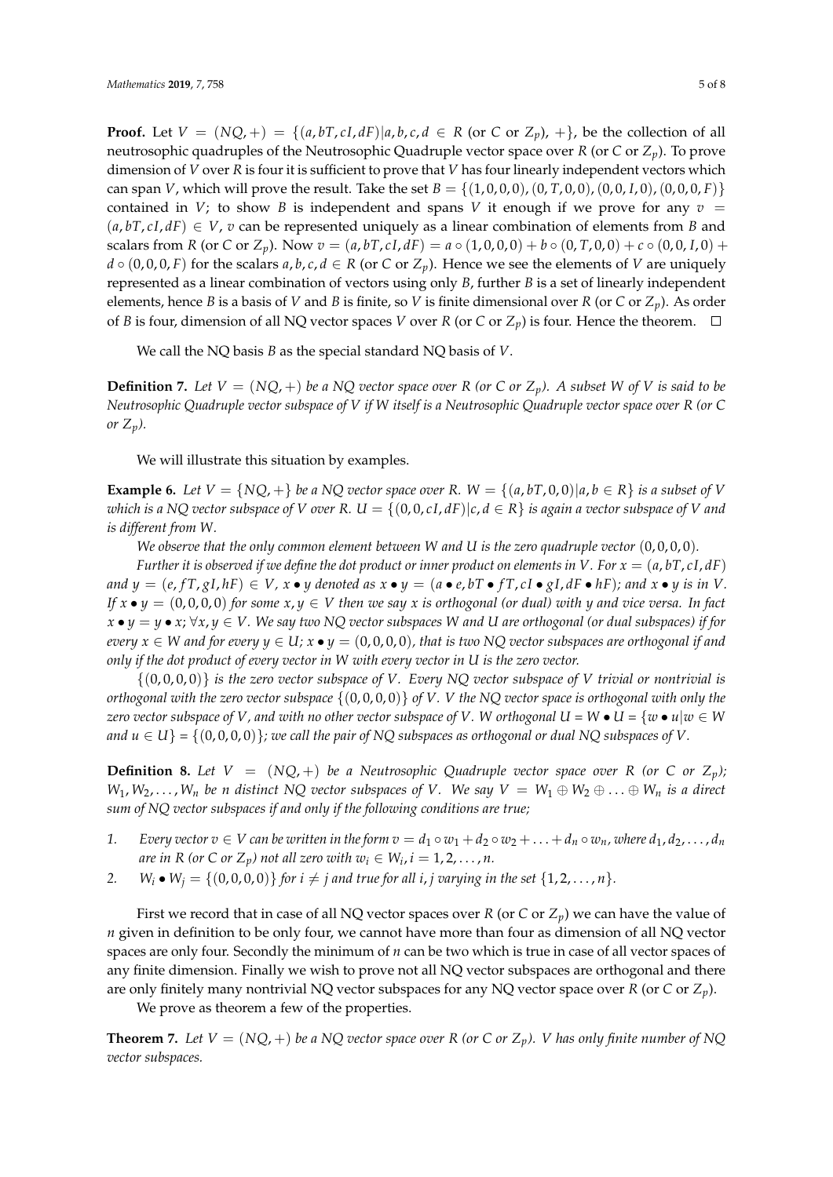**Proof.** Let $V = (NQ, +) = \{(a, bT, cI, dF)|a, b, c, d \in R$ (or $C$ or $Z_p$), $+\}$, be the collection of all neutrosophic quadruples of the Neutrosophic Quadruple vector space over $R$ (or $C$ or $Z_p$). To prove dimension of $V$ over $R$ is four it is sufficient to prove that $V$ has four linearly independent vectors which can span $V$, which will prove the result. Take the set $B = \{(1, 0, 0, 0), (0, T, 0, 0), (0, 0, I, 0), (0, 0, 0, F)\}$ contained in $V$; to show $B$ is independent and spans $V$ it enough if we prove for any $v = (a, bT, cI, dF) \in V$, $v$ can be represented uniquely as a linear combination of elements from $B$ and scalars from $R$ (or $C$ or $Z_p$). Now $v = (a, bT, cI, dF) = a \circ (1, 0, 0, 0) + b \circ (0, T, 0, 0) + c \circ (0, 0, I, 0) + d \circ (0, 0, 0, F)$ for the scalars $a, b, c, d \in R$ (or $C$ or $Z_p$). Hence we see the elements of $V$ are uniquely represented as a linear combination of vectors using only $B$, further $B$ is a set of linearly independent elements, hence $B$ is a basis of $V$ and $B$ is finite, so $V$ is finite dimensional over $R$ (or $C$ or $Z_p$). As order of $B$ is four, dimension of all NQ vector spaces $V$ over $R$ (or $C$ or $Z_p$) is four. Hence the theorem. □

We call the NQ basis $B$ as the special standard NQ basis of $V$.

**Definition 7.** *Let $V = (NQ, +)$ be a NQ vector space over $R$ (or $C$ or $Z_p$). A subset $W$ of $V$ is said to be Neutrosophic Quadruple vector subspace of $V$ if $W$ itself is a Neutrosophic Quadruple vector space over $R$ (or $C$ or $Z_p$).*

We will illustrate this situation by examples.

**Example 6.** *Let $V = \{NQ, +\}$ be a NQ vector space over $R$. $W = \{(a, bT, 0, 0)|a, b \in R\}$ is a subset of $V$ which is a NQ vector subspace of $V$ over $R$. $U = \{(0, 0, cI, dF)|c, d \in R\}$ is again a vector subspace of $V$ and is different from $W$.*

*We observe that the only common element between $W$ and $U$ is the zero quadruple vector $(0, 0, 0, 0)$.*

*Further it is observed if we define the dot product or inner product on elements in $V$. For $x = (a, bT, cI, dF)$ and $y = (e, fT, gI, hF) \in V$, $x \bullet y$ denoted as $x \bullet y = (a \bullet e, bT \bullet fT, cI \bullet gI, dF \bullet hF)$; and $x \bullet y$ is in $V$. If $x \bullet y = (0, 0, 0, 0)$ for some $x, y \in V$ then we say $x$ is orthogonal (or dual) with $y$ and vice versa. In fact $x \bullet y = y \bullet x$; $\forall x, y \in V$. We say two NQ vector subspaces $W$ and $U$ are orthogonal (or dual subspaces) if for every $x \in W$ and for every $y \in U$; $x \bullet y = (0, 0, 0, 0)$, that is two NQ vector subspaces are orthogonal if and only if the dot product of every vector in $W$ with every vector in $U$ is the zero vector.*

*$\{(0, 0, 0, 0)\}$ is the zero vector subspace of $V$. Every NQ vector subspace of $V$ trivial or nontrivial is orthogonal with the zero vector subspace $\{(0, 0, 0, 0)\}$ of $V$. $V$ the NQ vector space is orthogonal with only the zero vector subspace of $V$, and with no other vector subspace of $V$. $W$ orthogonal $U = W \bullet U = \{w \bullet u | w \in W$ and $u \in U\} = \{(0, 0, 0, 0)\}$; we call the pair of NQ subspaces as orthogonal or dual NQ subspaces of $V$.*

**Definition 8.** *Let $V = (NQ, +)$ be a Neutrosophic Quadruple vector space over $R$ (or $C$ or $Z_p$); $W_1, W_2, \ldots, W_n$ be $n$ distinct NQ vector subspaces of $V$. We say $V = W_1 \oplus W_2 \oplus \ldots \oplus W_n$ is a direct sum of NQ vector subspaces if and only if the following conditions are true;*

1. *Every vector $v \in V$ can be written in the form $v = d_1 \circ w_1 + d_2 \circ w_2 + \ldots + d_n \circ w_n$, where $d_1, d_2, \ldots, d_n$ are in $R$ (or $C$ or $Z_p$) not all zero with $w_i \in W_i, i = 1, 2, \ldots, n$.*
2. *$W_i \bullet W_j = \{(0, 0, 0, 0)\}$ for $i \neq j$ and true for all $i, j$ varying in the set $\{1, 2, \ldots, n\}$.*

First we record that in case of all NQ vector spaces over $R$ (or $C$ or $Z_p$) we can have the value of $n$ given in definition to be only four, we cannot have more than four as dimension of all NQ vector spaces are only four. Secondly the minimum of $n$ can be two which is true in case of all vector spaces of any finite dimension. Finally we wish to prove not all NQ vector subspaces are orthogonal and there are only finitely many nontrivial NQ vector subspaces for any NQ vector space over $R$ (or $C$ or $Z_p$).

We prove as theorem a few of the properties.

**Theorem 7.** *Let $V = (NQ, +)$ be a NQ vector space over $R$ (or $C$ or $Z_p$). $V$ has only finite number of NQ vector subspaces.*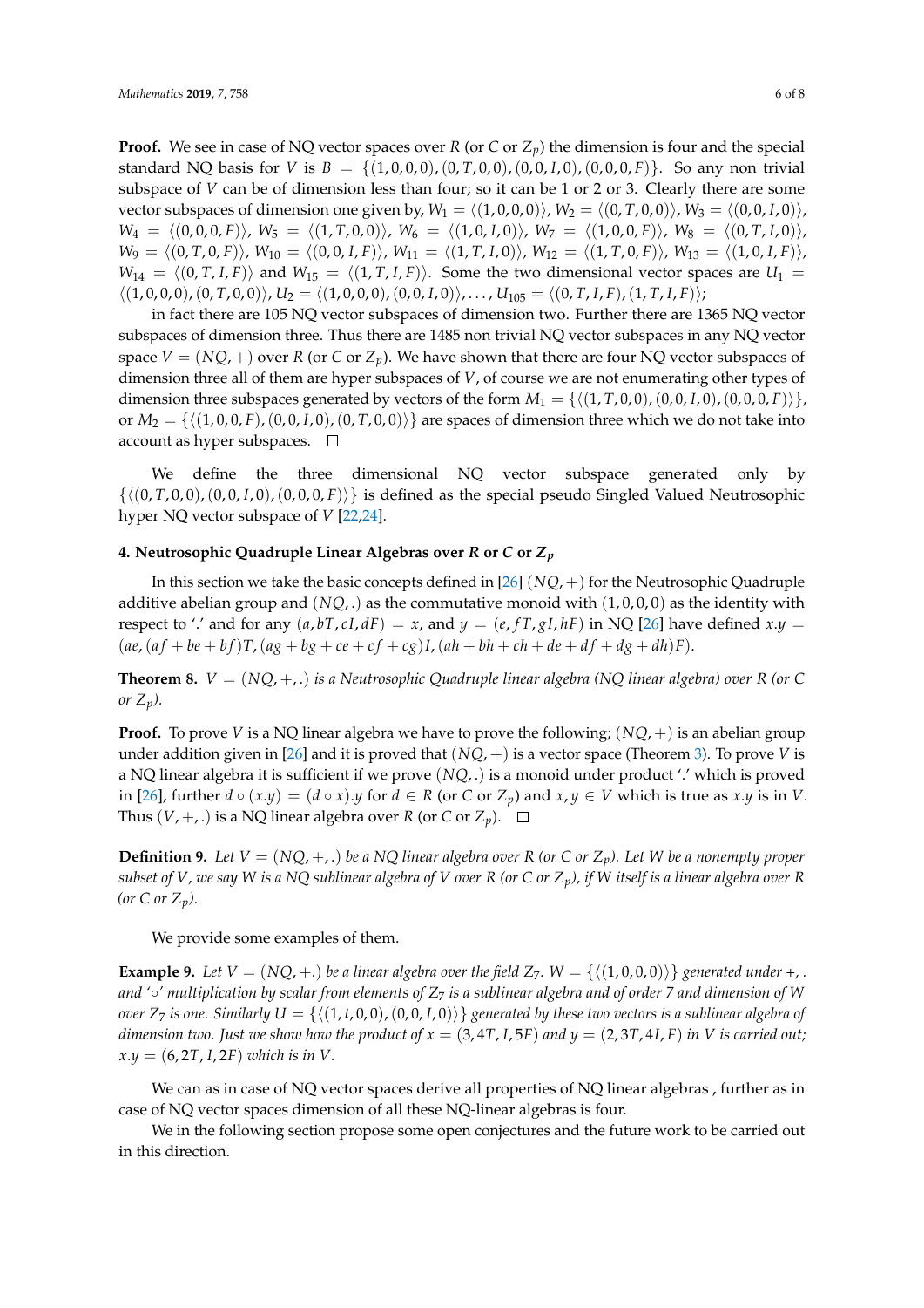**Proof.** We see in case of NQ vector spaces over $R$ (or $C$ or $Z_p$) the dimension is four and the special standard NQ basis for $V$ is $B = \{(1,0,0,0), (0,T,0,0), (0,0,I,0), (0,0,0,F)\}$. So any non trivial subspace of $V$ can be of dimension less than four; so it can be 1 or 2 or 3. Clearly there are some vector subspaces of dimension one given by, $W_1 = \langle(1,0,0,0)\rangle$, $W_2 = \langle(0,T,0,0)\rangle$, $W_3 = \langle(0,0,I,0)\rangle$, $W_4 = \langle(0,0,0,F)\rangle$, $W_5 = \langle(1,T,0,0)\rangle$, $W_6 = \langle(1,0,I,0)\rangle$, $W_7 = \langle(1,0,0,F)\rangle$, $W_8 = \langle(0,T,I,0)\rangle$, $W_9 = \langle(0,T,0,F)\rangle$, $W_{10} = \langle(0,0,I,F)\rangle$, $W_{11} = \langle(1,T,I,0)\rangle$, $W_{12} = \langle(1,T,0,F)\rangle$, $W_{13} = \langle(1,0,I,F)\rangle$, $W_{14} = \langle(0,T,I,F)\rangle$ and $W_{15} = \langle(1,T,I,F)\rangle$. Some the two dimensional vector spaces are $U_1 = \langle(1,0,0,0),(0,T,0,0)\rangle$, $U_2 = \langle(1,0,0,0),(0,0,I,0)\rangle, \ldots, U_{105} = \langle(0,T,I,F),(1,T,I,F)\rangle$;

in fact there are 105 NQ vector subspaces of dimension two. Further there are 1365 NQ vector subspaces of dimension three. Thus there are 1485 non trivial NQ vector subspaces in any NQ vector space $V = (NQ,+)$ over $R$ (or $C$ or $Z_p$). We have shown that there are four NQ vector subspaces of dimension three all of them are hyper subspaces of $V$, of course we are not enumerating other types of dimension three subspaces generated by vectors of the form $M_1 = \{\langle(1,T,0,0),(0,0,I,0),(0,0,0,F)\rangle\}$, or $M_2 = \{\langle(1,0,0,F),(0,0,I,0),(0,T,0,0)\rangle\}$ are spaces of dimension three which we do not take into account as hyper subspaces. □

We define the three dimensional NQ vector subspace generated only by $\{\langle(0,T,0,0),(0,0,I,0),(0,0,0,F)\rangle\}$ is defined as the special pseudo Singled Valued Neutrosophic hyper NQ vector subspace of $V$ [22,24].

## 4. Neutrosophic Quadruple Linear Algebras over $R$ or $C$ or $Z_p$

In this section we take the basic concepts defined in [26] $(NQ,+)$ for the Neutrosophic Quadruple additive abelian group and $(NQ,.)$ as the commutative monoid with $(1,0,0,0)$ as the identity with respect to '.' and for any $(a,bT,cI,dF) = x$, and $y = (e,fT,gI,hF)$ in NQ [26] have defined $x.y = (ae,(af+be+bf)T,(ag+bg+ce+cf+cg)I,(ah+bh+ch+de+df+dg+dh)F)$.

**Theorem 8.** *$V = (NQ,+,.)$ is a Neutrosophic Quadruple linear algebra (NQ linear algebra) over $R$ (or $C$ or $Z_p$).*

**Proof.** To prove $V$ is a NQ linear algebra we have to prove the following; $(NQ,+)$ is an abelian group under addition given in [26] and it is proved that $(NQ,+)$ is a vector space (Theorem 3). To prove $V$ is a NQ linear algebra it is sufficient if we prove $(NQ,.)$ is a monoid under product '.' which is proved in [26], further $d \circ (x.y) = (d \circ x).y$ for $d \in R$ (or $C$ or $Z_p$) and $x, y \in V$ which is true as $x.y$ is in $V$. Thus $(V,+,.)$ is a NQ linear algebra over $R$ (or $C$ or $Z_p$). □

**Definition 9.** *Let $V = (NQ,+,.)$ be a NQ linear algebra over $R$ (or $C$ or $Z_p$). Let $W$ be a nonempty proper subset of $V$, we say $W$ is a NQ sublinear algebra of $V$ over $R$ (or $C$ or $Z_p$), if $W$ itself is a linear algebra over $R$ (or $C$ or $Z_p$).*

We provide some examples of them.

**Example 9.** *Let $V = (NQ,+.)$ be a linear algebra over the field $Z_7$. $W = \{\langle(1,0,0,0)\rangle\}$ generated under $+,.$ and '$\circ$' multiplication by scalar from elements of $Z_7$ is a sublinear algebra and of order 7 and dimension of $W$ over $Z_7$ is one. Similarly $U = \{\langle(1,t,0,0),(0,0,I,0)\rangle\}$ generated by these two vectors is a sublinear algebra of dimension two. Just we show how the product of $x = (3,4T,I,5F)$ and $y = (2,3T,4I,F)$ in $V$ is carried out; $x.y = (6,2T,I,2F)$ which is in $V$.*

We can as in case of NQ vector spaces derive all properties of NQ linear algebras , further as in case of NQ vector spaces dimension of all these NQ-linear algebras is four.

We in the following section propose some open conjectures and the future work to be carried out in this direction.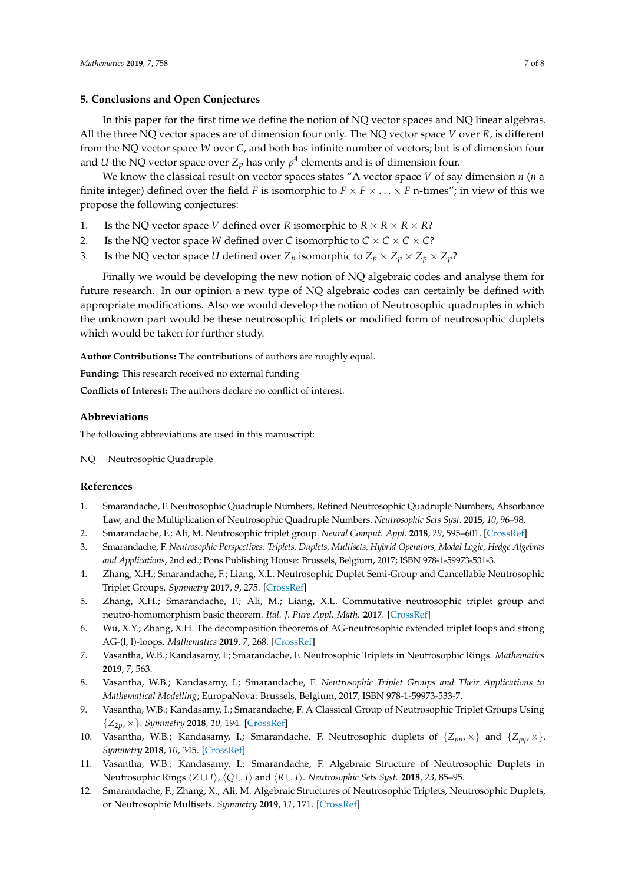## 5. Conclusions and Open Conjectures

In this paper for the first time we define the notion of NQ vector spaces and NQ linear algebras. All the three NQ vector spaces are of dimension four only. The NQ vector space $V$ over $R$, is different from the NQ vector space $W$ over $C$, and both has infinite number of vectors; but is of dimension four and $U$ the NQ vector space over $Z_p$ has only $p^4$ elements and is of dimension four.

We know the classical result on vector spaces states "A vector space $V$ of say dimension $n$ ($n$ a finite integer) defined over the field $F$ is isomorphic to $F \times F \times \ldots \times F$ n-times"; in view of this we propose the following conjectures:

1. Is the NQ vector space $V$ defined over $R$ isomorphic to $R \times R \times R \times R$?
2. Is the NQ vector space $W$ defined over $C$ isomorphic to $C \times C \times C \times C$?
3. Is the NQ vector space $U$ defined over $Z_p$ isomorphic to $Z_p \times Z_p \times Z_p \times Z_p$?

Finally we would be developing the new notion of NQ algebraic codes and analyse them for future research. In our opinion a new type of NQ algebraic codes can certainly be defined with appropriate modifications. Also we would develop the notion of Neutrosophic quadruples in which the unknown part would be these neutrosophic triplets or modified form of neutrosophic duplets which would be taken for further study.

**Author Contributions:** The contributions of authors are roughly equal.

**Funding:** This research received no external funding

**Conflicts of Interest:** The authors declare no conflict of interest.

## Abbreviations

The following abbreviations are used in this manuscript:

NQ    Neutrosophic Quadruple

## References

1. Smarandache, F. Neutrosophic Quadruple Numbers, Refined Neutrosophic Quadruple Numbers, Absorbance Law, and the Multiplication of Neutrosophic Quadruple Numbers. *Neutrosophic Sets Syst.* **2015**, *10*, 96–98.
2. Smarandache, F.; Ali, M. Neutrosophic triplet group. *Neural Comput. Appl.* **2018**, *29*, 595–601. [CrossRef]
3. Smarandache, F. *Neutrosophic Perspectives: Triplets, Duplets, Multisets, Hybrid Operators, Modal Logic, Hedge Algebras and Applications*, 2nd ed.; Pons Publishing House: Brussels, Belgium, 2017; ISBN 978-1-59973-531-3.
4. Zhang, X.H.; Smarandache, F.; Liang, X.L. Neutrosophic Duplet Semi-Group and Cancellable Neutrosophic Triplet Groups. *Symmetry* **2017**, *9*, 275. [CrossRef]
5. Zhang, X.H.; Smarandache, F.; Ali, M.; Liang, X.L. Commutative neutrosophic triplet group and neutro-homomorphism basic theorem. *Ital. J. Pure Appl. Math.* **2017**. [CrossRef]
6. Wu, X.Y.; Zhang, X.H. The decomposition theorems of AG-neutrosophic extended triplet loops and strong AG-(l, l)-loops. *Mathematics* **2019**, *7*, 268. [CrossRef]
7. Vasantha, W.B.; Kandasamy, I.; Smarandache, F. Neutrosophic Triplets in Neutrosophic Rings. *Mathematics* **2019**, *7*, 563.
8. Vasantha, W.B.; Kandasamy, I.; Smarandache, F. *Neutrosophic Triplet Groups and Their Applications to Mathematical Modelling*; EuropaNova: Brussels, Belgium, 2017; ISBN 978-1-59973-533-7.
9. Vasantha, W.B.; Kandasamy, I.; Smarandache, F. A Classical Group of Neutrosophic Triplet Groups Using $\{Z_{2p}, \times\}$. *Symmetry* **2018**, *10*, 194. [CrossRef]
10. Vasantha, W.B.; Kandasamy, I.; Smarandache, F. Neutrosophic duplets of $\{Z_{pn}, \times\}$ and $\{Z_{pq}, \times\}$. *Symmetry* **2018**, *10*, 345. [CrossRef]
11. Vasantha, W.B.; Kandasamy, I.; Smarandache, F. Algebraic Structure of Neutrosophic Duplets in Neutrosophic Rings $\langle Z \cup I \rangle$, $\langle Q \cup I \rangle$ and $\langle R \cup I \rangle$. *Neutrosophic Sets Syst.* **2018**, *23*, 85–95.
12. Smarandache, F.; Zhang, X.; Ali, M. Algebraic Structures of Neutrosophic Triplets, Neutrosophic Duplets, or Neutrosophic Multisets. *Symmetry* **2019**, *11*, 171. [CrossRef]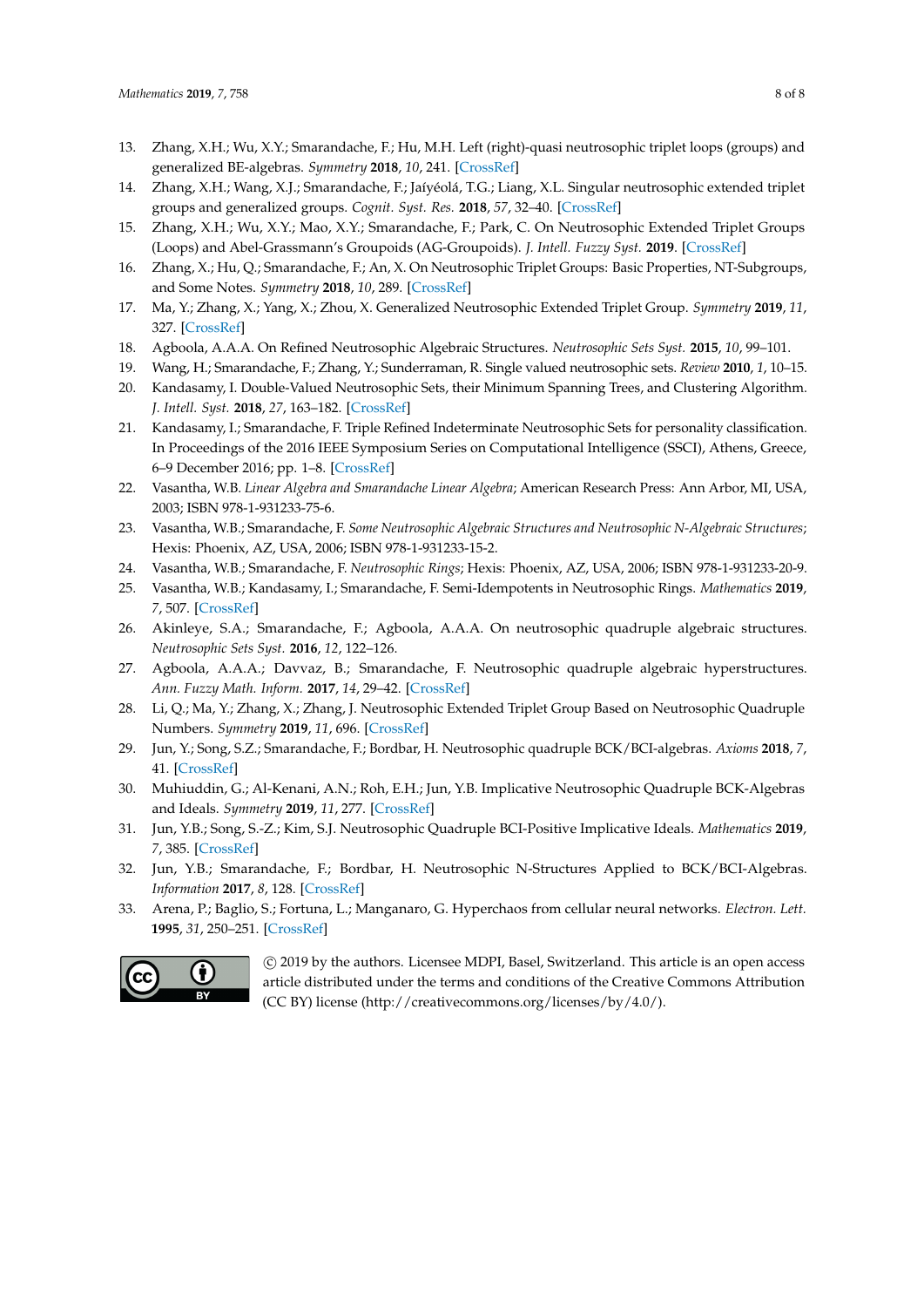13. Zhang, X.H.; Wu, X.Y.; Smarandache, F.; Hu, M.H. Left (right)-quasi neutrosophic triplet loops (groups) and generalized BE-algebras. *Symmetry* **2018**, *10*, 241. [CrossRef]
14. Zhang, X.H.; Wang, X.J.; Smarandache, F.; Jaíyéolá, T.G.; Liang, X.L. Singular neutrosophic extended triplet groups and generalized groups. *Cognit. Syst. Res.* **2018**, *57*, 32–40. [CrossRef]
15. Zhang, X.H.; Wu, X.Y.; Mao, X.Y.; Smarandache, F.; Park, C. On Neutrosophic Extended Triplet Groups (Loops) and Abel-Grassmann's Groupoids (AG-Groupoids). *J. Intell. Fuzzy Syst.* **2019**. [CrossRef]
16. Zhang, X.; Hu, Q.; Smarandache, F.; An, X. On Neutrosophic Triplet Groups: Basic Properties, NT-Subgroups, and Some Notes. *Symmetry* **2018**, *10*, 289. [CrossRef]
17. Ma, Y.; Zhang, X.; Yang, X.; Zhou, X. Generalized Neutrosophic Extended Triplet Group. *Symmetry* **2019**, *11*, 327. [CrossRef]
18. Agboola, A.A.A. On Refined Neutrosophic Algebraic Structures. *Neutrosophic Sets Syst.* **2015**, *10*, 99–101.
19. Wang, H.; Smarandache, F.; Zhang, Y.; Sunderraman, R. Single valued neutrosophic sets. *Review* **2010**, *1*, 10–15.
20. Kandasamy, I. Double-Valued Neutrosophic Sets, their Minimum Spanning Trees, and Clustering Algorithm. *J. Intell. Syst.* **2018**, *27*, 163–182. [CrossRef]
21. Kandasamy, I.; Smarandache, F. Triple Refined Indeterminate Neutrosophic Sets for personality classification. In Proceedings of the 2016 IEEE Symposium Series on Computational Intelligence (SSCI), Athens, Greece, 6–9 December 2016; pp. 1–8. [CrossRef]
22. Vasantha, W.B. *Linear Algebra and Smarandache Linear Algebra*; American Research Press: Ann Arbor, MI, USA, 2003; ISBN 978-1-931233-75-6.
23. Vasantha, W.B.; Smarandache, F. *Some Neutrosophic Algebraic Structures and Neutrosophic N-Algebraic Structures*; Hexis: Phoenix, AZ, USA, 2006; ISBN 978-1-931233-15-2.
24. Vasantha, W.B.; Smarandache, F. *Neutrosophic Rings*; Hexis: Phoenix, AZ, USA, 2006; ISBN 978-1-931233-20-9.
25. Vasantha, W.B.; Kandasamy, I.; Smarandache, F. Semi-Idempotents in Neutrosophic Rings. *Mathematics* **2019**, *7*, 507. [CrossRef]
26. Akinleye, S.A.; Smarandache, F.; Agboola, A.A.A. On neutrosophic quadruple algebraic structures. *Neutrosophic Sets Syst.* **2016**, *12*, 122–126.
27. Agboola, A.A.A.; Davvaz, B.; Smarandache, F. Neutrosophic quadruple algebraic hyperstructures. *Ann. Fuzzy Math. Inform.* **2017**, *14*, 29–42. [CrossRef]
28. Li, Q.; Ma, Y.; Zhang, X.; Zhang, J. Neutrosophic Extended Triplet Group Based on Neutrosophic Quadruple Numbers. *Symmetry* **2019**, *11*, 696. [CrossRef]
29. Jun, Y.; Song, S.Z.; Smarandache, F.; Bordbar, H. Neutrosophic quadruple BCK/BCI-algebras. *Axioms* **2018**, *7*, 41. [CrossRef]
30. Muhiuddin, G.; Al-Kenani, A.N.; Roh, E.H.; Jun, Y.B. Implicative Neutrosophic Quadruple BCK-Algebras and Ideals. *Symmetry* **2019**, *11*, 277. [CrossRef]
31. Jun, Y.B.; Song, S.-Z.; Kim, S.J. Neutrosophic Quadruple BCI-Positive Implicative Ideals. *Mathematics* **2019**, *7*, 385. [CrossRef]
32. Jun, Y.B.; Smarandache, F.; Bordbar, H. Neutrosophic N-Structures Applied to BCK/BCI-Algebras. *Information* **2017**, *8*, 128. [CrossRef]
33. Arena, P.; Baglio, S.; Fortuna, L.; Manganaro, G. Hyperchaos from cellular neural networks. *Electron. Lett.* **1995**, *31*, 250–251. [CrossRef]

© 2019 by the authors. Licensee MDPI, Basel, Switzerland. This article is an open access article distributed under the terms and conditions of the Creative Commons Attribution (CC BY) license (http://creativecommons.org/licenses/by/4.0/).